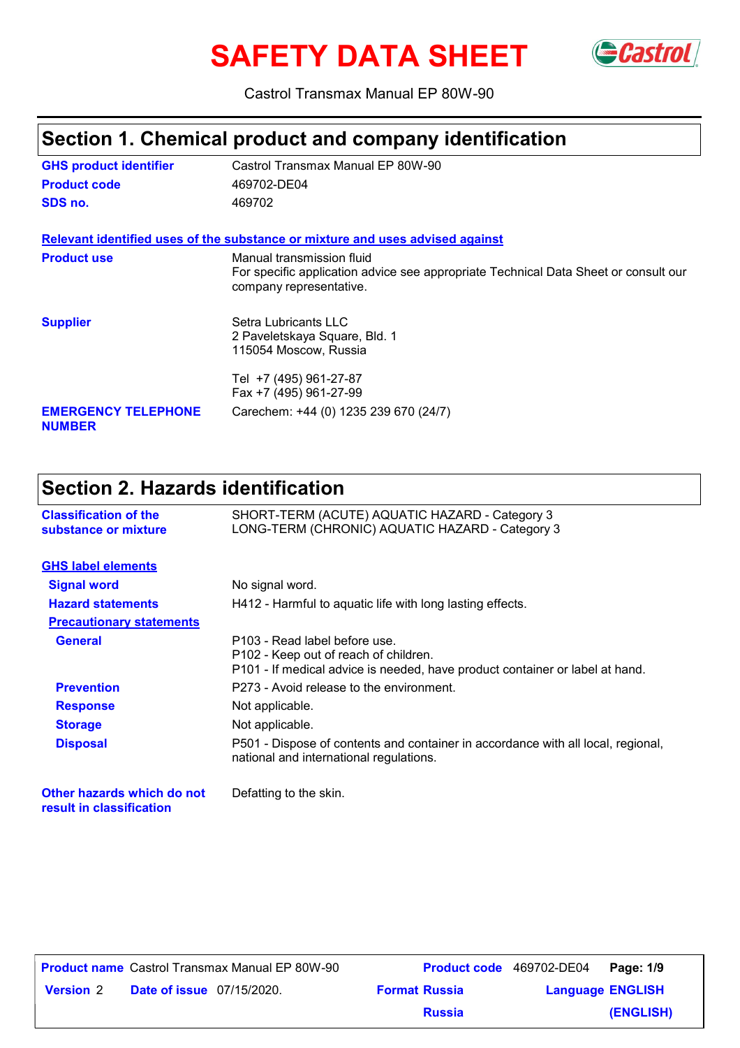# SAFETY DATA SHEET

Castrol Transmax Manual EP 80W-90

## Section 1. Chemical product and company identification

| | |
|---|---|
| **GHS product identifier** | Castrol Transmax Manual EP 80W-90 |
| **Product code** | 469702-DE04 |
| **SDS no.** | 469702 |

**Relevant identified uses of the substance or mixture and uses advised against**

| | |
|---|---|
| **Product use** | Manual transmission fluid<br>For specific application advice see appropriate Technical Data Sheet or consult our company representative. |
| **Supplier** | Setra Lubricants LLC<br>2 Paveletskaya Square, Bld. 1<br>115054 Moscow, Russia<br><br>Tel +7 (495) 961-27-87<br>Fax +7 (495) 961-27-99 |
| **EMERGENCY TELEPHONE NUMBER** | Carechem: +44 (0) 1235 239 670 (24/7) |

## Section 2. Hazards identification

| | |
|---|---|
| **Classification of the substance or mixture** | SHORT-TERM (ACUTE) AQUATIC HAZARD - Category 3<br>LONG-TERM (CHRONIC) AQUATIC HAZARD - Category 3 |

**GHS label elements**

| | |
|---|---|
| **Signal word** | No signal word. |
| **Hazard statements** | H412 - Harmful to aquatic life with long lasting effects. |
| **Precautionary statements** | |
| **General** | P103 - Read label before use.<br>P102 - Keep out of reach of children.<br>P101 - If medical advice is needed, have product container or label at hand. |
| **Prevention** | P273 - Avoid release to the environment. |
| **Response** | Not applicable. |
| **Storage** | Not applicable. |
| **Disposal** | P501 - Dispose of contents and container in accordance with all local, regional, national and international regulations. |
| **Other hazards which do not result in classification** | Defatting to the skin. |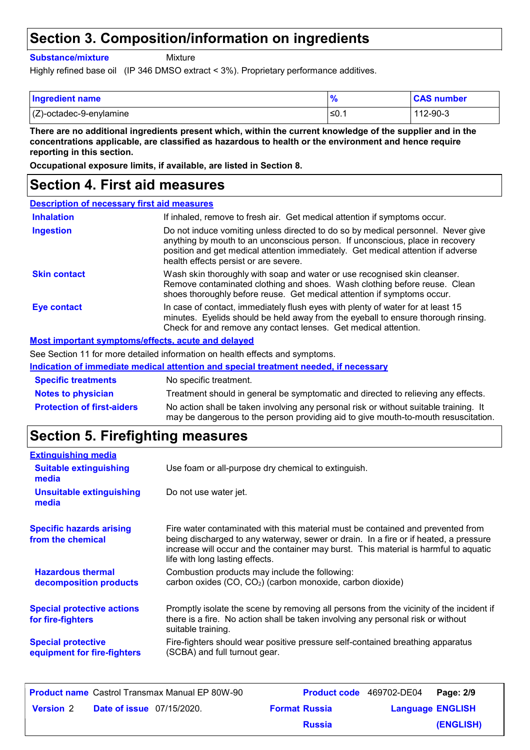## Section 3. Composition/information on ingredients

**Substance/mixture** Mixture

Highly refined base oil (IP 346 DMSO extract < 3%). Proprietary performance additives.

| Ingredient name | % | CAS number |
|---|---|---|
| (Z)-octadec-9-enylamine | ≤0.1 | 112-90-3 |

**There are no additional ingredients present which, within the current knowledge of the supplier and in the concentrations applicable, are classified as hazardous to health or the environment and hence require reporting in this section.**

**Occupational exposure limits, if available, are listed in Section 8.**

## Section 4. First aid measures

### Description of necessary first aid measures

**Inhalation**: If inhaled, remove to fresh air. Get medical attention if symptoms occur.

**Ingestion**: Do not induce vomiting unless directed to do so by medical personnel. Never give anything by mouth to an unconscious person. If unconscious, place in recovery position and get medical attention immediately. Get medical attention if adverse health effects persist or are severe.

**Skin contact**: Wash skin thoroughly with soap and water or use recognised skin cleanser. Remove contaminated clothing and shoes. Wash clothing before reuse. Clean shoes thoroughly before reuse. Get medical attention if symptoms occur.

**Eye contact**: In case of contact, immediately flush eyes with plenty of water for at least 15 minutes. Eyelids should be held away from the eyeball to ensure thorough rinsing. Check for and remove any contact lenses. Get medical attention.

### Most important symptoms/effects, acute and delayed

See Section 11 for more detailed information on health effects and symptoms.

### Indication of immediate medical attention and special treatment needed, if necessary

**Specific treatments**: No specific treatment.

**Notes to physician**: Treatment should in general be symptomatic and directed to relieving any effects.

**Protection of first-aiders**: No action shall be taken involving any personal risk or without suitable training. It may be dangerous to the person providing aid to give mouth-to-mouth resuscitation.

## Section 5. Firefighting measures

### Extinguishing media

**Suitable extinguishing media**: Use foam or all-purpose dry chemical to extinguish.

**Unsuitable extinguishing media**: Do not use water jet.

**Specific hazards arising from the chemical**: Fire water contaminated with this material must be contained and prevented from being discharged to any waterway, sewer or drain. In a fire or if heated, a pressure increase will occur and the container may burst. This material is harmful to aquatic life with long lasting effects.

**Hazardous thermal decomposition products**: Combustion products may include the following:
carbon oxides (CO, $CO_2$) (carbon monoxide, carbon dioxide)

**Special protective actions for fire-fighters**: Promptly isolate the scene by removing all persons from the vicinity of the incident if there is a fire. No action shall be taken involving any personal risk or without suitable training.

**Special protective equipment for fire-fighters**: Fire-fighters should wear positive pressure self-contained breathing apparatus (SCBA) and full turnout gear.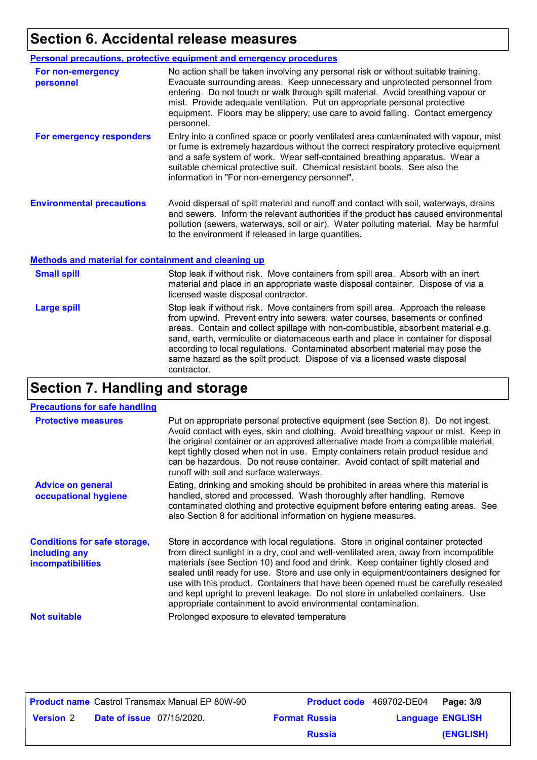## Section 6. Accidental release measures

### Personal precautions, protective equipment and emergency procedures

**For non-emergency personnel**

No action shall be taken involving any personal risk or without suitable training. Evacuate surrounding areas. Keep unnecessary and unprotected personnel from entering. Do not touch or walk through spilt material. Avoid breathing vapour or mist. Provide adequate ventilation. Put on appropriate personal protective equipment. Floors may be slippery; use care to avoid falling. Contact emergency personnel.

**For emergency responders**

Entry into a confined space or poorly ventilated area contaminated with vapour, mist or fume is extremely hazardous without the correct respiratory protective equipment and a safe system of work. Wear self-contained breathing apparatus. Wear a suitable chemical protective suit. Chemical resistant boots. See also the information in "For non-emergency personnel".

**Environmental precautions**

Avoid dispersal of spilt material and runoff and contact with soil, waterways, drains and sewers. Inform the relevant authorities if the product has caused environmental pollution (sewers, waterways, soil or air). Water polluting material. May be harmful to the environment if released in large quantities.

### Methods and material for containment and cleaning up

**Small spill**

Stop leak if without risk. Move containers from spill area. Absorb with an inert material and place in an appropriate waste disposal container. Dispose of via a licensed waste disposal contractor.

**Large spill**

Stop leak if without risk. Move containers from spill area. Approach the release from upwind. Prevent entry into sewers, water courses, basements or confined areas. Contain and collect spillage with non-combustible, absorbent material e.g. sand, earth, vermiculite or diatomaceous earth and place in container for disposal according to local regulations. Contaminated absorbent material may pose the same hazard as the spilt product. Dispose of via a licensed waste disposal contractor.

## Section 7. Handling and storage

### Precautions for safe handling

**Protective measures**

Put on appropriate personal protective equipment (see Section 8). Do not ingest. Avoid contact with eyes, skin and clothing. Avoid breathing vapour or mist. Keep in the original container or an approved alternative made from a compatible material, kept tightly closed when not in use. Empty containers retain product residue and can be hazardous. Do not reuse container. Avoid contact of spilt material and runoff with soil and surface waterways.

**Advice on general occupational hygiene**

Eating, drinking and smoking should be prohibited in areas where this material is handled, stored and processed. Wash thoroughly after handling. Remove contaminated clothing and protective equipment before entering eating areas. See also Section 8 for additional information on hygiene measures.

**Conditions for safe storage, including any incompatibilities**

Store in accordance with local regulations. Store in original container protected from direct sunlight in a dry, cool and well-ventilated area, away from incompatible materials (see Section 10) and food and drink. Keep container tightly closed and sealed until ready for use. Store and use only in equipment/containers designed for use with this product. Containers that have been opened must be carefully resealed and kept upright to prevent leakage. Do not store in unlabelled containers. Use appropriate containment to avoid environmental contamination.

**Not suitable**

Prolonged exposure to elevated temperature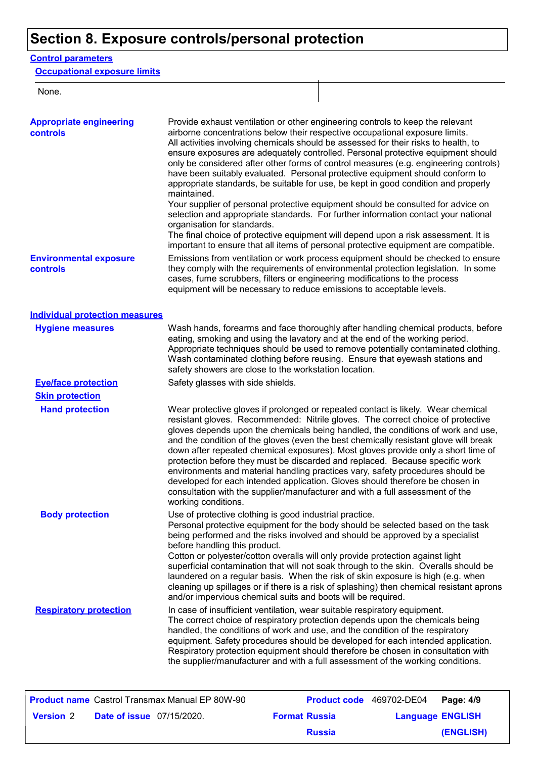# Section 8. Exposure controls/personal protection

## Control parameters

### Occupational exposure limits

| None. | |
|---|---|

**Appropriate engineering controls**

Provide exhaust ventilation or other engineering controls to keep the relevant airborne concentrations below their respective occupational exposure limits.
All activities involving chemicals should be assessed for their risks to health, to ensure exposures are adequately controlled. Personal protective equipment should only be considered after other forms of control measures (e.g. engineering controls) have been suitably evaluated. Personal protective equipment should conform to appropriate standards, be suitable for use, be kept in good condition and properly maintained.
Your supplier of personal protective equipment should be consulted for advice on selection and appropriate standards. For further information contact your national organisation for standards.
The final choice of protective equipment will depend upon a risk assessment. It is important to ensure that all items of personal protective equipment are compatible.

**Environmental exposure controls**

Emissions from ventilation or work process equipment should be checked to ensure they comply with the requirements of environmental protection legislation. In some cases, fume scrubbers, filters or engineering modifications to the process equipment will be necessary to reduce emissions to acceptable levels.

## Individual protection measures

**Hygiene measures**

Wash hands, forearms and face thoroughly after handling chemical products, before eating, smoking and using the lavatory and at the end of the working period. Appropriate techniques should be used to remove potentially contaminated clothing. Wash contaminated clothing before reusing. Ensure that eyewash stations and safety showers are close to the workstation location.

**Eye/face protection**

Safety glasses with side shields.

**Skin protection**

**Hand protection**

Wear protective gloves if prolonged or repeated contact is likely. Wear chemical resistant gloves. Recommended: Nitrile gloves. The correct choice of protective gloves depends upon the chemicals being handled, the conditions of work and use, and the condition of the gloves (even the best chemically resistant glove will break down after repeated chemical exposures). Most gloves provide only a short time of protection before they must be discarded and replaced. Because specific work environments and material handling practices vary, safety procedures should be developed for each intended application. Gloves should therefore be chosen in consultation with the supplier/manufacturer and with a full assessment of the working conditions.

**Body protection**

Use of protective clothing is good industrial practice.
Personal protective equipment for the body should be selected based on the task being performed and the risks involved and should be approved by a specialist before handling this product.
Cotton or polyester/cotton overalls will only provide protection against light superficial contamination that will not soak through to the skin. Overalls should be laundered on a regular basis. When the risk of skin exposure is high (e.g. when cleaning up spillages or if there is a risk of splashing) then chemical resistant aprons and/or impervious chemical suits and boots will be required.

**Respiratory protection**

In case of insufficient ventilation, wear suitable respiratory equipment.
The correct choice of respiratory protection depends upon the chemicals being handled, the conditions of work and use, and the condition of the respiratory equipment. Safety procedures should be developed for each intended application. Respiratory protection equipment should therefore be chosen in consultation with the supplier/manufacturer and with a full assessment of the working conditions.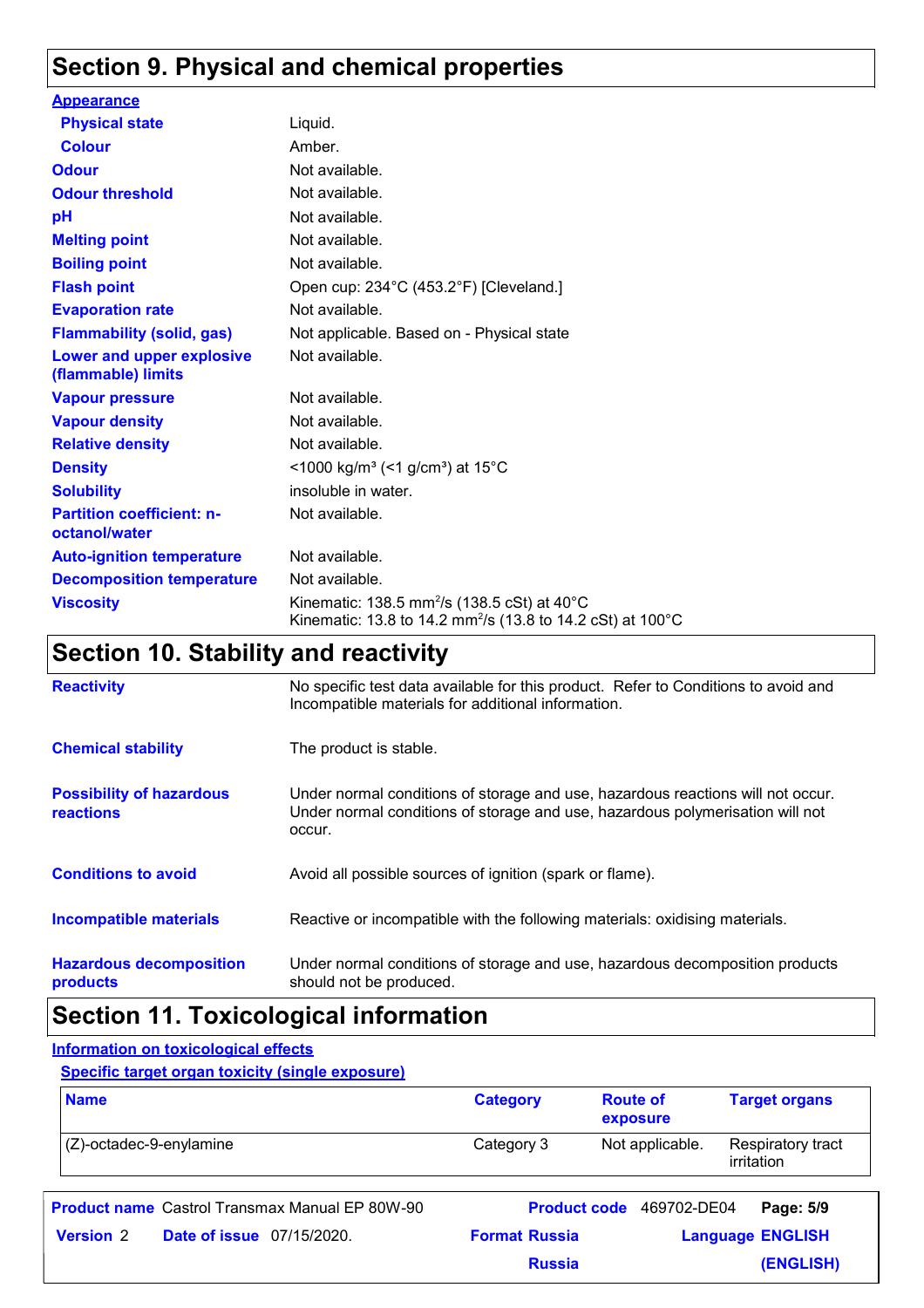## Section 9. Physical and chemical properties

**Appearance**

| | |
|---|---|
| **Physical state** | Liquid. |
| **Colour** | Amber. |
| **Odour** | Not available. |
| **Odour threshold** | Not available. |
| **pH** | Not available. |
| **Melting point** | Not available. |
| **Boiling point** | Not available. |
| **Flash point** | Open cup: 234°C (453.2°F) [Cleveland.] |
| **Evaporation rate** | Not available. |
| **Flammability (solid, gas)** | Not applicable. Based on - Physical state |
| **Lower and upper explosive (flammable) limits** | Not available. |
| **Vapour pressure** | Not available. |
| **Vapour density** | Not available. |
| **Relative density** | Not available. |
| **Density** | <1000 kg/m³ (<1 g/cm³) at 15°C |
| **Solubility** | insoluble in water. |
| **Partition coefficient: n-octanol/water** | Not available. |
| **Auto-ignition temperature** | Not available. |
| **Decomposition temperature** | Not available. |
| **Viscosity** | Kinematic: 138.5 $mm^2/s$ (138.5 cSt) at 40°C<br>Kinematic: 13.8 to 14.2 $mm^2/s$ (13.8 to 14.2 cSt) at 100°C |

## Section 10. Stability and reactivity

| | |
|---|---|
| **Reactivity** | No specific test data available for this product. Refer to Conditions to avoid and Incompatible materials for additional information. |
| **Chemical stability** | The product is stable. |
| **Possibility of hazardous reactions** | Under normal conditions of storage and use, hazardous reactions will not occur. Under normal conditions of storage and use, hazardous polymerisation will not occur. |
| **Conditions to avoid** | Avoid all possible sources of ignition (spark or flame). |
| **Incompatible materials** | Reactive or incompatible with the following materials: oxidising materials. |
| **Hazardous decomposition products** | Under normal conditions of storage and use, hazardous decomposition products should not be produced. |

## Section 11. Toxicological information

**Information on toxicological effects**

**Specific target organ toxicity (single exposure)**

| Name | Category | Route of exposure | Target organs |
|---|---|---|---|
| (Z)-octadec-9-enylamine | Category 3 | Not applicable. | Respiratory tract irritation |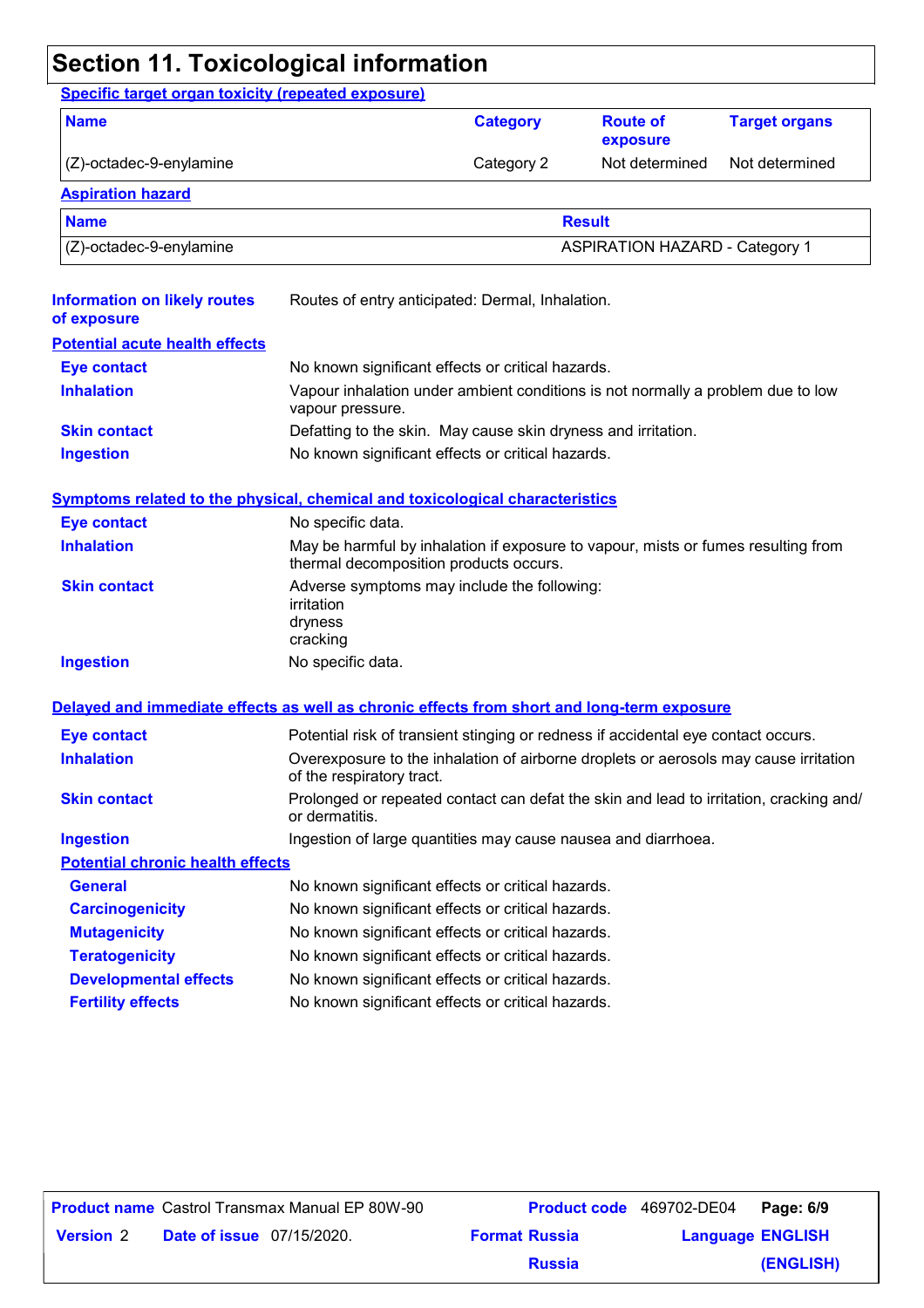# Section 11. Toxicological information

**Specific target organ toxicity (repeated exposure)**

| Name | Category | Route of exposure | Target organs |
|---|---|---|---|
| (Z)-octadec-9-enylamine | Category 2 | Not determined | Not determined |

**Aspiration hazard**

| Name | Result |
|---|---|
| (Z)-octadec-9-enylamine | ASPIRATION HAZARD - Category 1 |

**Information on likely routes of exposure**: Routes of entry anticipated: Dermal, Inhalation.

**Potential acute health effects**

- **Eye contact**: No known significant effects or critical hazards.
- **Inhalation**: Vapour inhalation under ambient conditions is not normally a problem due to low vapour pressure.
- **Skin contact**: Defatting to the skin. May cause skin dryness and irritation.
- **Ingestion**: No known significant effects or critical hazards.

**Symptoms related to the physical, chemical and toxicological characteristics**

- **Eye contact**: No specific data.
- **Inhalation**: May be harmful by inhalation if exposure to vapour, mists or fumes resulting from thermal decomposition products occurs.
- **Skin contact**: Adverse symptoms may include the following:
  irritation
  dryness
  cracking
- **Ingestion**: No specific data.

**Delayed and immediate effects as well as chronic effects from short and long-term exposure**

- **Eye contact**: Potential risk of transient stinging or redness if accidental eye contact occurs.
- **Inhalation**: Overexposure to the inhalation of airborne droplets or aerosols may cause irritation of the respiratory tract.
- **Skin contact**: Prolonged or repeated contact can defat the skin and lead to irritation, cracking and/ or dermatitis.
- **Ingestion**: Ingestion of large quantities may cause nausea and diarrhoea.

**Potential chronic health effects**

- **General**: No known significant effects or critical hazards.
- **Carcinogenicity**: No known significant effects or critical hazards.
- **Mutagenicity**: No known significant effects or critical hazards.
- **Teratogenicity**: No known significant effects or critical hazards.
- **Developmental effects**: No known significant effects or critical hazards.
- **Fertility effects**: No known significant effects or critical hazards.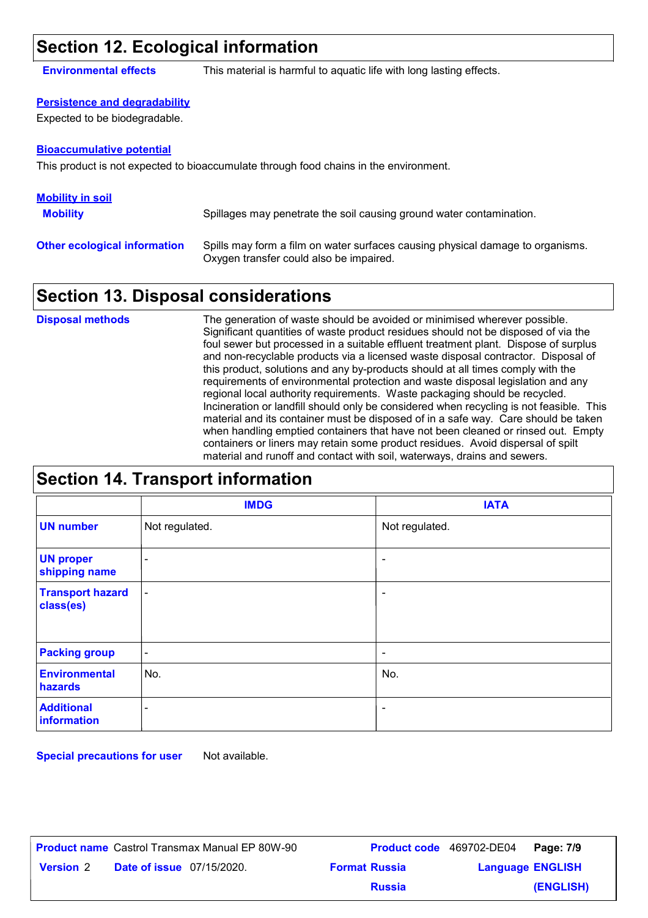## Section 12. Ecological information

**Environmental effects** This material is harmful to aquatic life with long lasting effects.

**Persistence and degradability**

Expected to be biodegradable.

**Bioaccumulative potential**

This product is not expected to bioaccumulate through food chains in the environment.

**Mobility in soil**

**Mobility** Spillages may penetrate the soil causing ground water contamination.

**Other ecological information** Spills may form a film on water surfaces causing physical damage to organisms. Oxygen transfer could also be impaired.

## Section 13. Disposal considerations

**Disposal methods** The generation of waste should be avoided or minimised wherever possible. Significant quantities of waste product residues should not be disposed of via the foul sewer but processed in a suitable effluent treatment plant. Dispose of surplus and non-recyclable products via a licensed waste disposal contractor. Disposal of this product, solutions and any by-products should at all times comply with the requirements of environmental protection and waste disposal legislation and any regional local authority requirements. Waste packaging should be recycled. Incineration or landfill should only be considered when recycling is not feasible. This material and its container must be disposed of in a safe way. Care should be taken when handling emptied containers that have not been cleaned or rinsed out. Empty containers or liners may retain some product residues. Avoid dispersal of spilt material and runoff and contact with soil, waterways, drains and sewers.

## Section 14. Transport information

| | IMDG | IATA |
|---|---|---|
| **UN number** | Not regulated. | Not regulated. |
| **UN proper shipping name** | - | - |
| **Transport hazard class(es)** | - | - |
| **Packing group** | - | - |
| **Environmental hazards** | No. | No. |
| **Additional information** | - | - |

**Special precautions for user** Not available.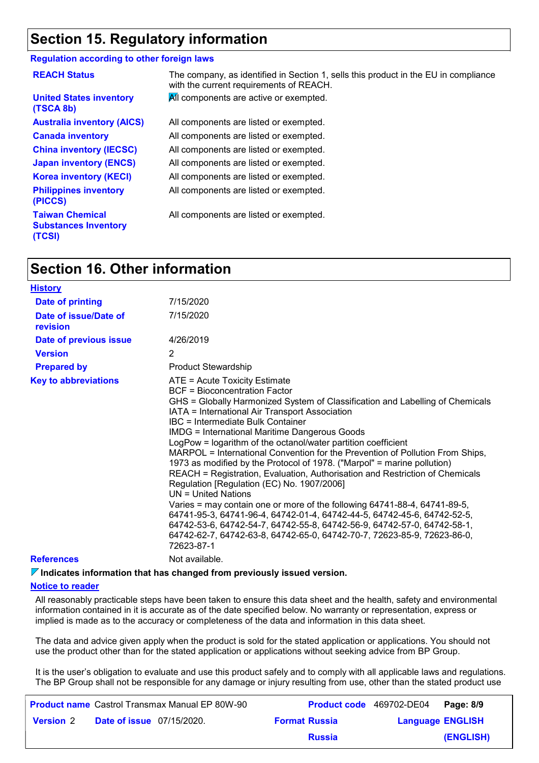## Section 15. Regulatory information

**Regulation according to other foreign laws**

| | |
|---|---|
| **REACH Status** | The company, as identified in Section 1, sells this product in the EU in compliance with the current requirements of REACH. |
| **United States inventory (TSCA 8b)** | All components are active or exempted. |
| **Australia inventory (AICS)** | All components are listed or exempted. |
| **Canada inventory** | All components are listed or exempted. |
| **China inventory (IECSC)** | All components are listed or exempted. |
| **Japan inventory (ENCS)** | All components are listed or exempted. |
| **Korea inventory (KECI)** | All components are listed or exempted. |
| **Philippines inventory (PICCS)** | All components are listed or exempted. |
| **Taiwan Chemical Substances Inventory (TCSI)** | All components are listed or exempted. |

## Section 16. Other information

**History**

| | |
|---|---|
| **Date of printing** | 7/15/2020 |
| **Date of issue/Date of revision** | 7/15/2020 |
| **Date of previous issue** | 4/26/2019 |
| **Version** | 2 |
| **Prepared by** | Product Stewardship |

**Key to abbreviations**

ATE = Acute Toxicity Estimate
BCF = Bioconcentration Factor
GHS = Globally Harmonized System of Classification and Labelling of Chemicals
IATA = International Air Transport Association
IBC = Intermediate Bulk Container
IMDG = International Maritime Dangerous Goods
LogPow = logarithm of the octanol/water partition coefficient
MARPOL = International Convention for the Prevention of Pollution From Ships, 1973 as modified by the Protocol of 1978. ("Marpol" = marine pollution)
REACH = Registration, Evaluation, Authorisation and Restriction of Chemicals Regulation [Regulation (EC) No. 1907/2006]
UN = United Nations
Varies = may contain one or more of the following 64741-88-4, 64741-89-5, 64741-95-3, 64741-96-4, 64742-01-4, 64742-44-5, 64742-45-6, 64742-52-5, 64742-53-6, 64742-54-7, 64742-55-8, 64742-56-9, 64742-57-0, 64742-58-1, 64742-62-7, 64742-63-8, 64742-65-0, 64742-70-7, 72623-85-9, 72623-86-0, 72623-87-1

**References** Not available.

**Indicates information that has changed from previously issued version.**

**Notice to reader**

All reasonably practicable steps have been taken to ensure this data sheet and the health, safety and environmental information contained in it is accurate as of the date specified below. No warranty or representation, express or implied is made as to the accuracy or completeness of the data and information in this data sheet.

The data and advice given apply when the product is sold for the stated application or applications. You should not use the product other than for the stated application or applications without seeking advice from BP Group.

It is the user's obligation to evaluate and use this product safely and to comply with all applicable laws and regulations. The BP Group shall not be responsible for any damage or injury resulting from use, other than the stated product use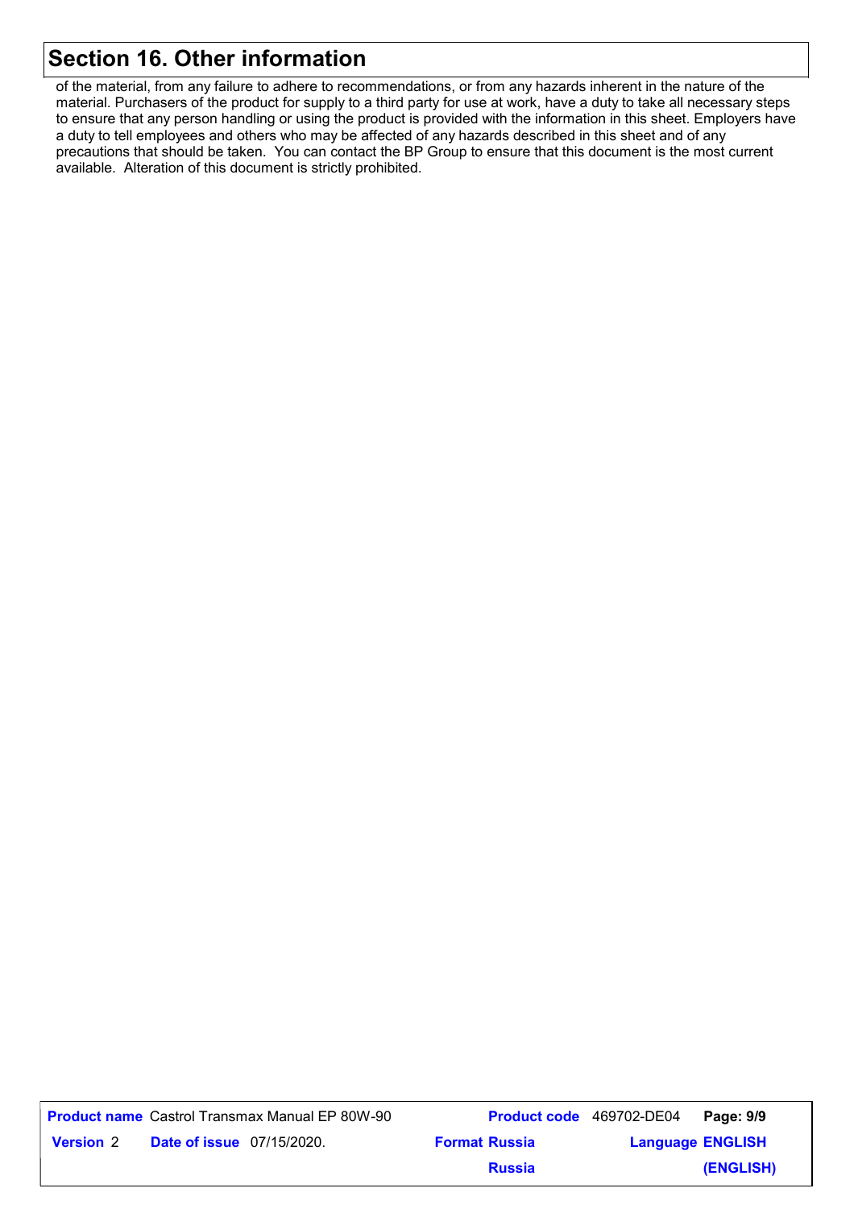## Section 16. Other information

of the material, from any failure to adhere to recommendations, or from any hazards inherent in the nature of the material. Purchasers of the product for supply to a third party for use at work, have a duty to take all necessary steps to ensure that any person handling or using the product is provided with the information in this sheet. Employers have a duty to tell employees and others who may be affected of any hazards described in this sheet and of any precautions that should be taken. You can contact the BP Group to ensure that this document is the most current available. Alteration of this document is strictly prohibited.